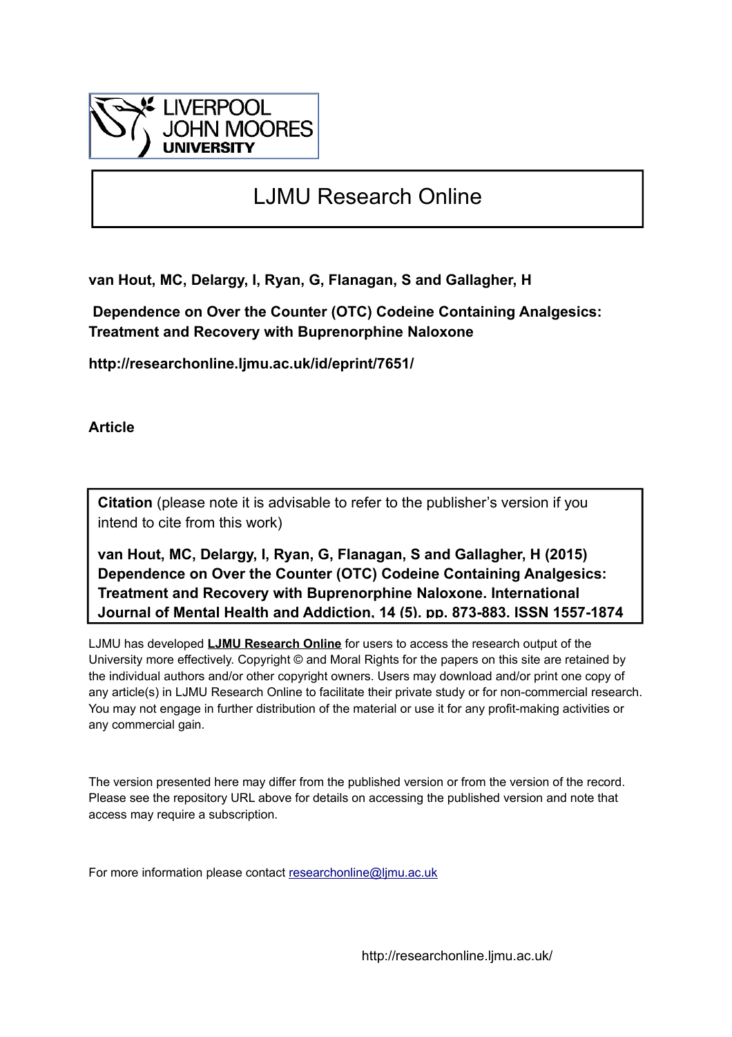LIVERPOOL JOHN MOORES UNIVERSITY

# LJMU Research Online

**van Hout, MC, Delargy, I, Ryan, G, Flanagan, S and Gallagher, H**

**Dependence on Over the Counter (OTC) Codeine Containing Analgesics: Treatment and Recovery with Buprenorphine Naloxone**

**http://researchonline.ljmu.ac.uk/id/eprint/7651/**

**Article**

**Citation** (please note it is advisable to refer to the publisher's version if you intend to cite from this work)

**van Hout, MC, Delargy, I, Ryan, G, Flanagan, S and Gallagher, H (2015) Dependence on Over the Counter (OTC) Codeine Containing Analgesics: Treatment and Recovery with Buprenorphine Naloxone. International Journal of Mental Health and Addiction, 14 (5). pp. 873-883. ISSN 1557-1874**

LJMU has developed **LJMU Research Online** for users to access the research output of the University more effectively. Copyright © and Moral Rights for the papers on this site are retained by the individual authors and/or other copyright owners. Users may download and/or print one copy of any article(s) in LJMU Research Online to facilitate their private study or for non-commercial research. You may not engage in further distribution of the material or use it for any profit-making activities or any commercial gain.

The version presented here may differ from the published version or from the version of the record. Please see the repository URL above for details on accessing the published version and note that access may require a subscription.

For more information please contact researchonline@ljmu.ac.uk

http://researchonline.ljmu.ac.uk/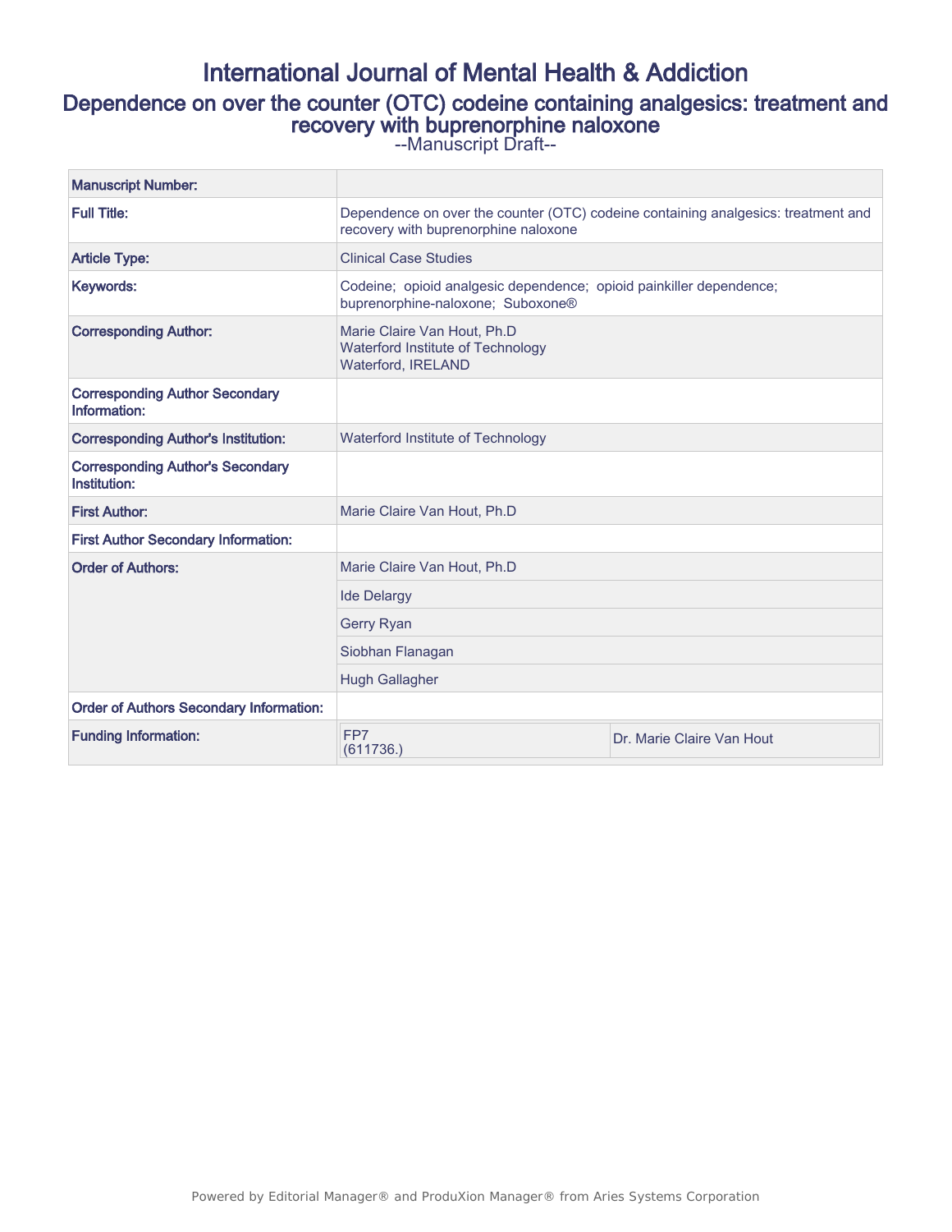# International Journal of Mental Health & Addiction

## Dependence on over the counter (OTC) codeine containing analgesics: treatment and recovery with buprenorphine naloxone

--Manuscript Draft--

| | |
|---|---|
| **Manuscript Number:** | |
| **Full Title:** | Dependence on over the counter (OTC) codeine containing analgesics: treatment and recovery with buprenorphine naloxone |
| **Article Type:** | Clinical Case Studies |
| **Keywords:** | Codeine; opioid analgesic dependence; opioid painkiller dependence; buprenorphine-naloxone; Suboxone® |
| **Corresponding Author:** | Marie Claire Van Hout, Ph.D<br>Waterford Institute of Technology<br>Waterford, IRELAND |
| **Corresponding Author Secondary Information:** | |
| **Corresponding Author's Institution:** | Waterford Institute of Technology |
| **Corresponding Author's Secondary Institution:** | |
| **First Author:** | Marie Claire Van Hout, Ph.D |
| **First Author Secondary Information:** | |
| **Order of Authors:** | Marie Claire Van Hout, Ph.D |
| | Ide Delargy |
| | Gerry Ryan |
| | Siobhan Flanagan |
| | Hugh Gallagher |
| **Order of Authors Secondary Information:** | |
| **Funding Information:** | FP7 (611736.) — Dr. Marie Claire Van Hout |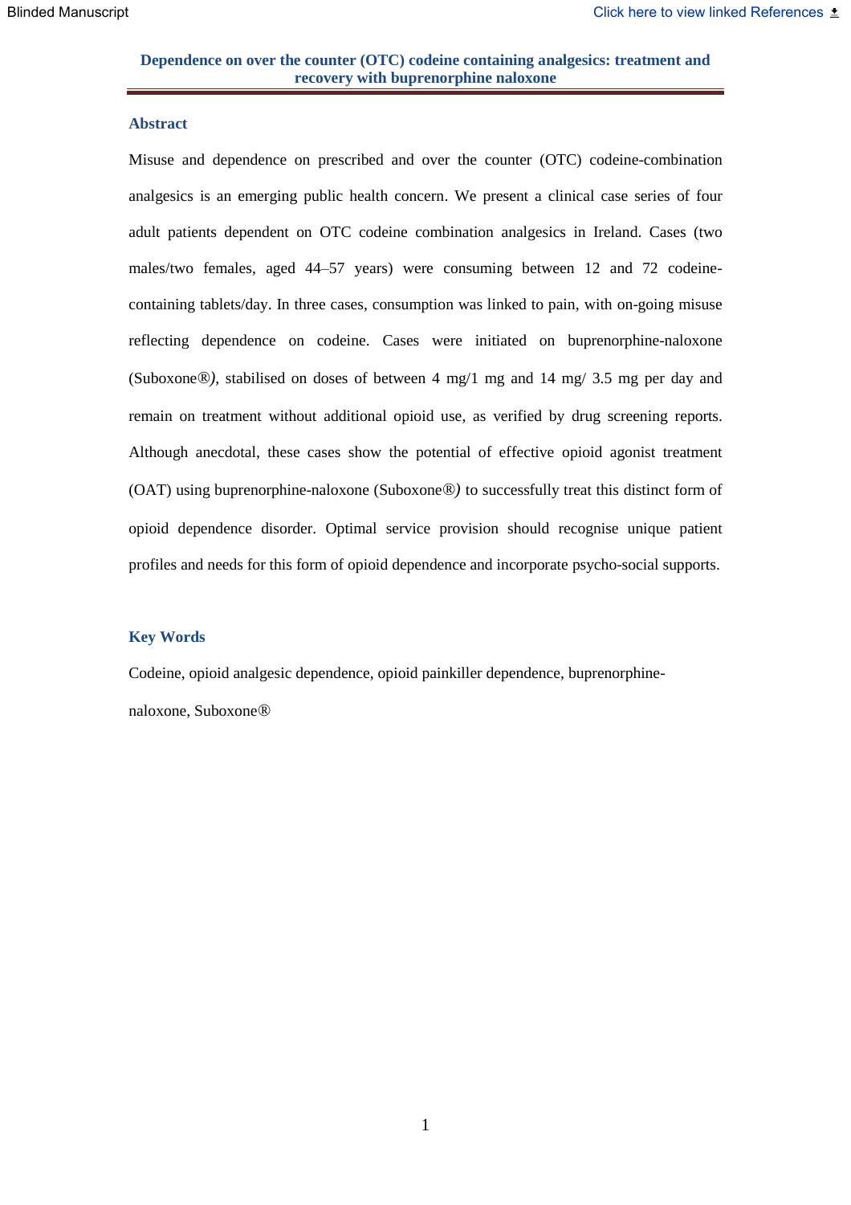# Dependence on over the counter (OTC) codeine containing analgesics: treatment and recovery with buprenorphine naloxone

## Abstract

Misuse and dependence on prescribed and over the counter (OTC) codeine-combination analgesics is an emerging public health concern. We present a clinical case series of four adult patients dependent on OTC codeine combination analgesics in Ireland. Cases (two males/two females, aged 44–57 years) were consuming between 12 and 72 codeine-containing tablets/day. In three cases, consumption was linked to pain, with on-going misuse reflecting dependence on codeine. Cases were initiated on buprenorphine-naloxone (Suboxone®*)*, stabilised on doses of between 4 mg/1 mg and 14 mg/ 3.5 mg per day and remain on treatment without additional opioid use, as verified by drug screening reports. Although anecdotal, these cases show the potential of effective opioid agonist treatment (OAT) using buprenorphine-naloxone (Suboxone®*)* to successfully treat this distinct form of opioid dependence disorder. Optimal service provision should recognise unique patient profiles and needs for this form of opioid dependence and incorporate psycho-social supports.

## Key Words

Codeine, opioid analgesic dependence, opioid painkiller dependence, buprenorphine-naloxone, Suboxone®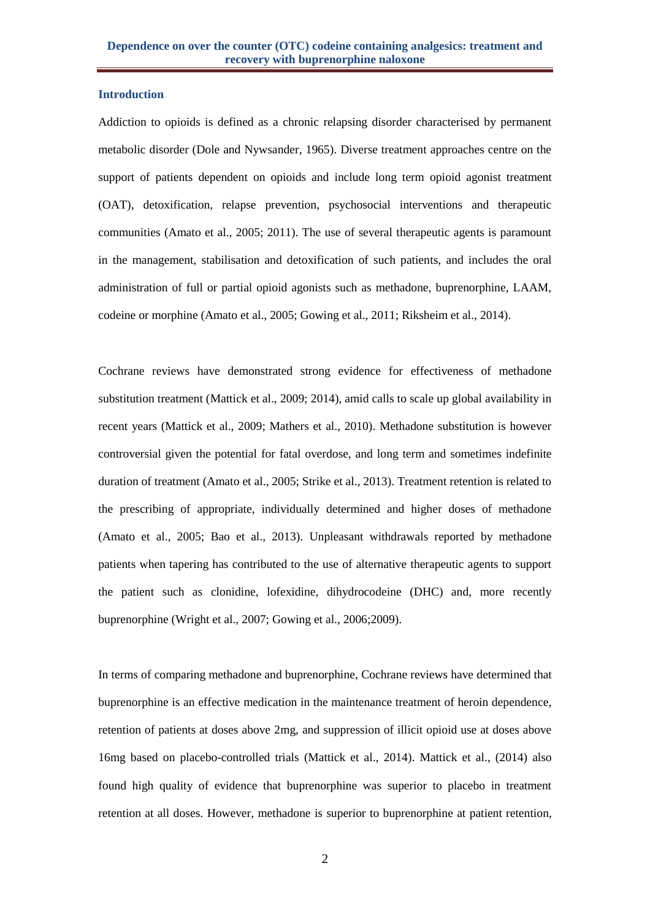## Introduction

Addiction to opioids is defined as a chronic relapsing disorder characterised by permanent metabolic disorder (Dole and Nywsander, 1965). Diverse treatment approaches centre on the support of patients dependent on opioids and include long term opioid agonist treatment (OAT), detoxification, relapse prevention, psychosocial interventions and therapeutic communities (Amato et al., 2005; 2011). The use of several therapeutic agents is paramount in the management, stabilisation and detoxification of such patients, and includes the oral administration of full or partial opioid agonists such as methadone, buprenorphine, LAAM, codeine or morphine (Amato et al., 2005; Gowing et al., 2011; Riksheim et al., 2014).

Cochrane reviews have demonstrated strong evidence for effectiveness of methadone substitution treatment (Mattick et al., 2009; 2014), amid calls to scale up global availability in recent years (Mattick et al., 2009; Mathers et al., 2010). Methadone substitution is however controversial given the potential for fatal overdose, and long term and sometimes indefinite duration of treatment (Amato et al., 2005; Strike et al., 2013). Treatment retention is related to the prescribing of appropriate, individually determined and higher doses of methadone (Amato et al., 2005; Bao et al., 2013). Unpleasant withdrawals reported by methadone patients when tapering has contributed to the use of alternative therapeutic agents to support the patient such as clonidine, lofexidine, dihydrocodeine (DHC) and, more recently buprenorphine (Wright et al., 2007; Gowing et al., 2006;2009).

In terms of comparing methadone and buprenorphine, Cochrane reviews have determined that buprenorphine is an effective medication in the maintenance treatment of heroin dependence, retention of patients at doses above 2mg, and suppression of illicit opioid use at doses above 16mg based on placebo-controlled trials (Mattick et al., 2014). Mattick et al., (2014) also found high quality of evidence that buprenorphine was superior to placebo in treatment retention at all doses. However, methadone is superior to buprenorphine at patient retention,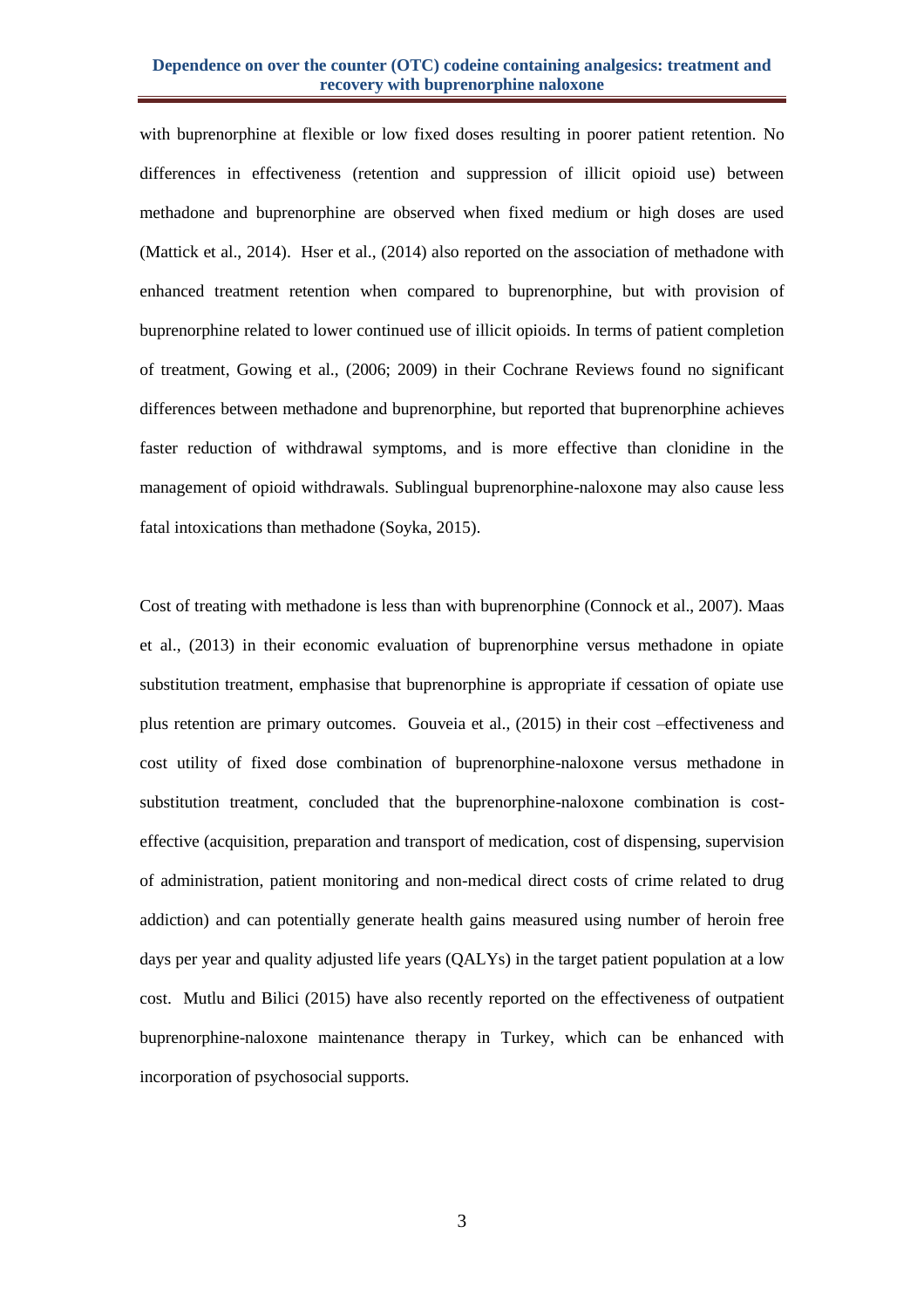with buprenorphine at flexible or low fixed doses resulting in poorer patient retention. No differences in effectiveness (retention and suppression of illicit opioid use) between methadone and buprenorphine are observed when fixed medium or high doses are used (Mattick et al., 2014). Hser et al., (2014) also reported on the association of methadone with enhanced treatment retention when compared to buprenorphine, but with provision of buprenorphine related to lower continued use of illicit opioids. In terms of patient completion of treatment, Gowing et al., (2006; 2009) in their Cochrane Reviews found no significant differences between methadone and buprenorphine, but reported that buprenorphine achieves faster reduction of withdrawal symptoms, and is more effective than clonidine in the management of opioid withdrawals. Sublingual buprenorphine-naloxone may also cause less fatal intoxications than methadone (Soyka, 2015).

Cost of treating with methadone is less than with buprenorphine (Connock et al., 2007). Maas et al., (2013) in their economic evaluation of buprenorphine versus methadone in opiate substitution treatment, emphasise that buprenorphine is appropriate if cessation of opiate use plus retention are primary outcomes. Gouveia et al., (2015) in their cost –effectiveness and cost utility of fixed dose combination of buprenorphine-naloxone versus methadone in substitution treatment, concluded that the buprenorphine-naloxone combination is cost-effective (acquisition, preparation and transport of medication, cost of dispensing, supervision of administration, patient monitoring and non-medical direct costs of crime related to drug addiction) and can potentially generate health gains measured using number of heroin free days per year and quality adjusted life years (QALYs) in the target patient population at a low cost. Mutlu and Bilici (2015) have also recently reported on the effectiveness of outpatient buprenorphine-naloxone maintenance therapy in Turkey, which can be enhanced with incorporation of psychosocial supports.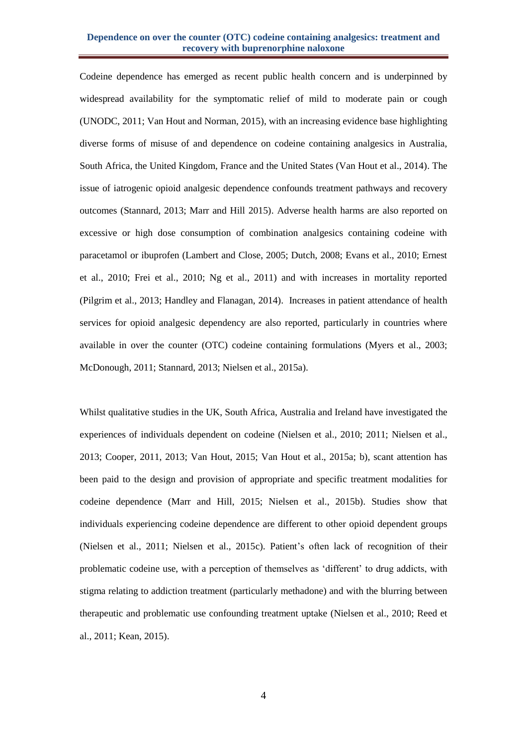Codeine dependence has emerged as recent public health concern and is underpinned by widespread availability for the symptomatic relief of mild to moderate pain or cough (UNODC, 2011; Van Hout and Norman, 2015), with an increasing evidence base highlighting diverse forms of misuse of and dependence on codeine containing analgesics in Australia, South Africa, the United Kingdom, France and the United States (Van Hout et al., 2014). The issue of iatrogenic opioid analgesic dependence confounds treatment pathways and recovery outcomes (Stannard, 2013; Marr and Hill 2015). Adverse health harms are also reported on excessive or high dose consumption of combination analgesics containing codeine with paracetamol or ibuprofen (Lambert and Close, 2005; Dutch, 2008; Evans et al., 2010; Ernest et al., 2010; Frei et al., 2010; Ng et al., 2011) and with increases in mortality reported (Pilgrim et al., 2013; Handley and Flanagan, 2014). Increases in patient attendance of health services for opioid analgesic dependency are also reported, particularly in countries where available in over the counter (OTC) codeine containing formulations (Myers et al., 2003; McDonough, 2011; Stannard, 2013; Nielsen et al., 2015a).

Whilst qualitative studies in the UK, South Africa, Australia and Ireland have investigated the experiences of individuals dependent on codeine (Nielsen et al., 2010; 2011; Nielsen et al., 2013; Cooper, 2011, 2013; Van Hout, 2015; Van Hout et al., 2015a; b), scant attention has been paid to the design and provision of appropriate and specific treatment modalities for codeine dependence (Marr and Hill, 2015; Nielsen et al., 2015b). Studies show that individuals experiencing codeine dependence are different to other opioid dependent groups (Nielsen et al., 2011; Nielsen et al., 2015c). Patient's often lack of recognition of their problematic codeine use, with a perception of themselves as 'different' to drug addicts, with stigma relating to addiction treatment (particularly methadone) and with the blurring between therapeutic and problematic use confounding treatment uptake (Nielsen et al., 2010; Reed et al., 2011; Kean, 2015).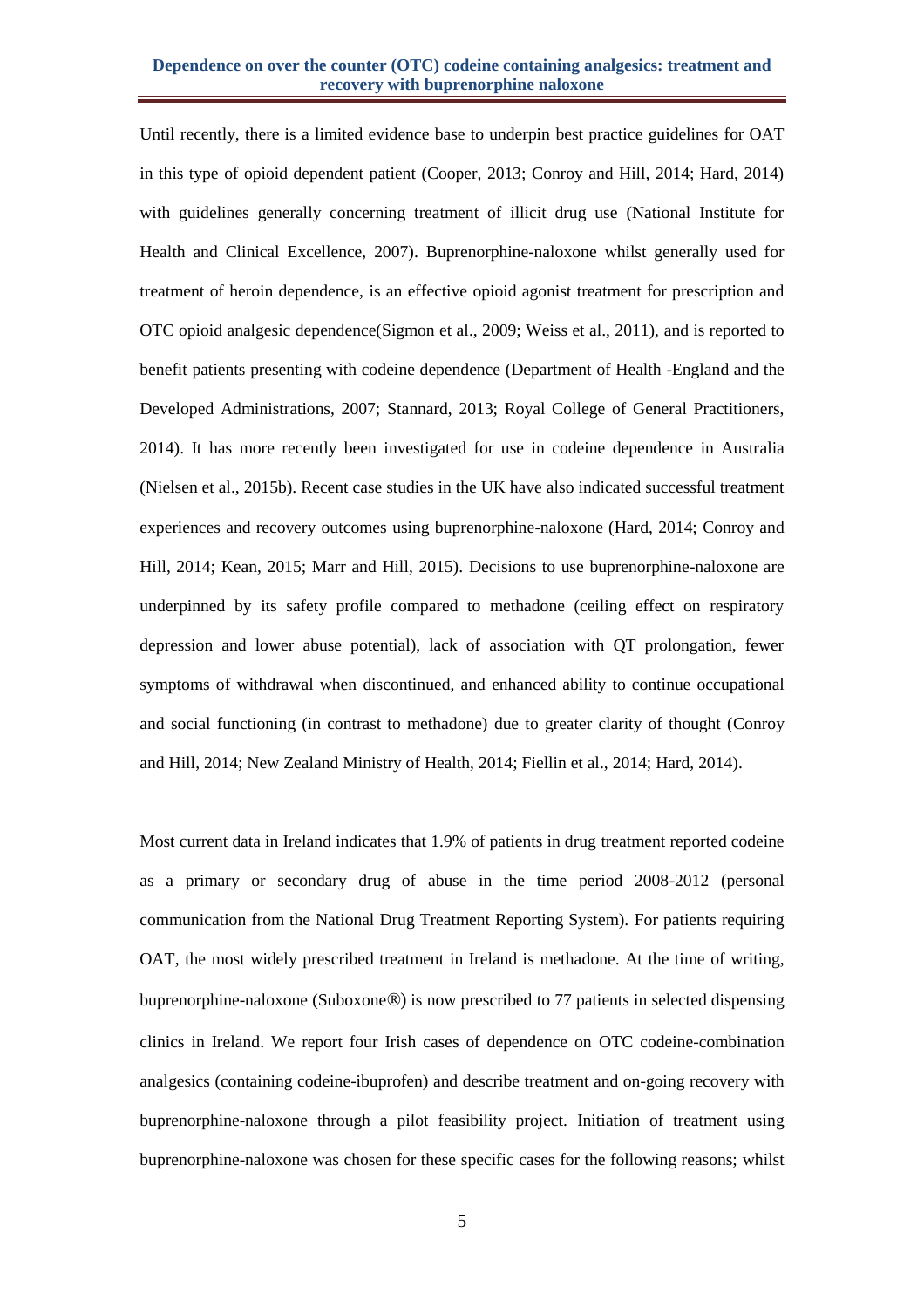Until recently, there is a limited evidence base to underpin best practice guidelines for OAT in this type of opioid dependent patient (Cooper, 2013; Conroy and Hill, 2014; Hard, 2014) with guidelines generally concerning treatment of illicit drug use (National Institute for Health and Clinical Excellence, 2007). Buprenorphine-naloxone whilst generally used for treatment of heroin dependence, is an effective opioid agonist treatment for prescription and OTC opioid analgesic dependence(Sigmon et al., 2009; Weiss et al., 2011), and is reported to benefit patients presenting with codeine dependence (Department of Health -England and the Developed Administrations, 2007; Stannard, 2013; Royal College of General Practitioners, 2014). It has more recently been investigated for use in codeine dependence in Australia (Nielsen et al., 2015b). Recent case studies in the UK have also indicated successful treatment experiences and recovery outcomes using buprenorphine-naloxone (Hard, 2014; Conroy and Hill, 2014; Kean, 2015; Marr and Hill, 2015). Decisions to use buprenorphine-naloxone are underpinned by its safety profile compared to methadone (ceiling effect on respiratory depression and lower abuse potential), lack of association with QT prolongation, fewer symptoms of withdrawal when discontinued, and enhanced ability to continue occupational and social functioning (in contrast to methadone) due to greater clarity of thought (Conroy and Hill, 2014; New Zealand Ministry of Health, 2014; Fiellin et al., 2014; Hard, 2014).

Most current data in Ireland indicates that 1.9% of patients in drug treatment reported codeine as a primary or secondary drug of abuse in the time period 2008-2012 (personal communication from the National Drug Treatment Reporting System). For patients requiring OAT, the most widely prescribed treatment in Ireland is methadone. At the time of writing, buprenorphine-naloxone (Suboxone®) is now prescribed to 77 patients in selected dispensing clinics in Ireland. We report four Irish cases of dependence on OTC codeine-combination analgesics (containing codeine-ibuprofen) and describe treatment and on-going recovery with buprenorphine-naloxone through a pilot feasibility project. Initiation of treatment using buprenorphine-naloxone was chosen for these specific cases for the following reasons; whilst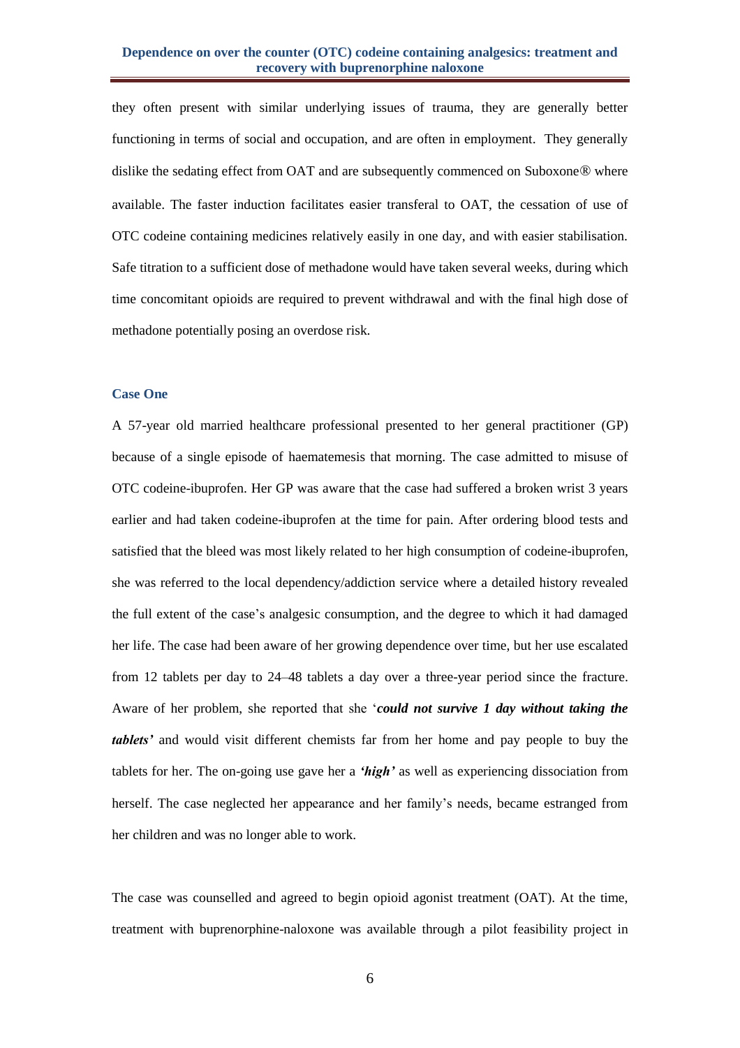they often present with similar underlying issues of trauma, they are generally better functioning in terms of social and occupation, and are often in employment. They generally dislike the sedating effect from OAT and are subsequently commenced on Suboxone® where available. The faster induction facilitates easier transferal to OAT, the cessation of use of OTC codeine containing medicines relatively easily in one day, and with easier stabilisation. Safe titration to a sufficient dose of methadone would have taken several weeks, during which time concomitant opioids are required to prevent withdrawal and with the final high dose of methadone potentially posing an overdose risk.

### Case One

A 57-year old married healthcare professional presented to her general practitioner (GP) because of a single episode of haematemesis that morning. The case admitted to misuse of OTC codeine-ibuprofen. Her GP was aware that the case had suffered a broken wrist 3 years earlier and had taken codeine-ibuprofen at the time for pain. After ordering blood tests and satisfied that the bleed was most likely related to her high consumption of codeine-ibuprofen, she was referred to the local dependency/addiction service where a detailed history revealed the full extent of the case's analgesic consumption, and the degree to which it had damaged her life. The case had been aware of her growing dependence over time, but her use escalated from 12 tablets per day to 24–48 tablets a day over a three-year period since the fracture. Aware of her problem, she reported that she '***could not survive 1 day without taking the tablets'*** and would visit different chemists far from her home and pay people to buy the tablets for her. The on-going use gave her a ***'high'*** as well as experiencing dissociation from herself. The case neglected her appearance and her family's needs, became estranged from her children and was no longer able to work.

The case was counselled and agreed to begin opioid agonist treatment (OAT). At the time, treatment with buprenorphine-naloxone was available through a pilot feasibility project in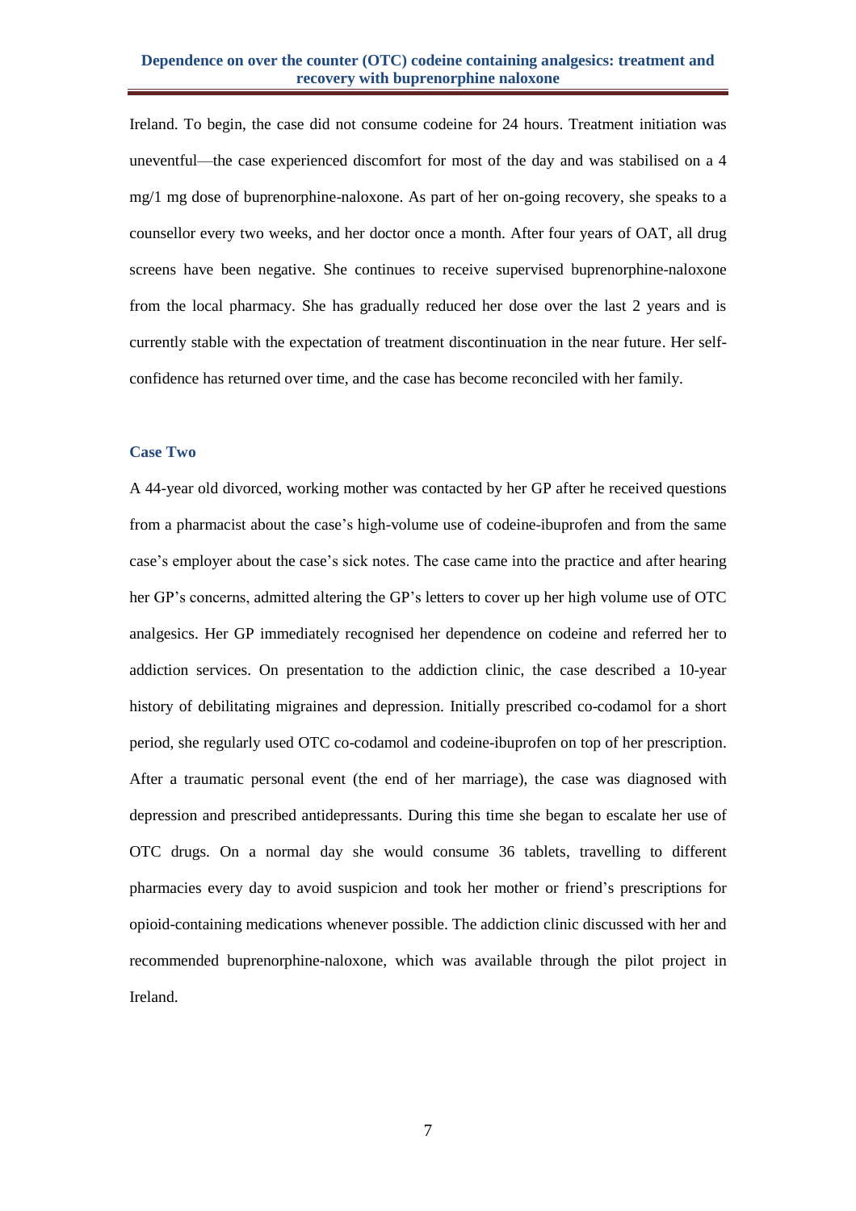Ireland. To begin, the case did not consume codeine for 24 hours. Treatment initiation was uneventful—the case experienced discomfort for most of the day and was stabilised on a 4 mg/1 mg dose of buprenorphine-naloxone. As part of her on-going recovery, she speaks to a counsellor every two weeks, and her doctor once a month. After four years of OAT, all drug screens have been negative. She continues to receive supervised buprenorphine-naloxone from the local pharmacy. She has gradually reduced her dose over the last 2 years and is currently stable with the expectation of treatment discontinuation in the near future. Her self-confidence has returned over time, and the case has become reconciled with her family.

### Case Two

A 44-year old divorced, working mother was contacted by her GP after he received questions from a pharmacist about the case's high-volume use of codeine-ibuprofen and from the same case's employer about the case's sick notes. The case came into the practice and after hearing her GP's concerns, admitted altering the GP's letters to cover up her high volume use of OTC analgesics. Her GP immediately recognised her dependence on codeine and referred her to addiction services. On presentation to the addiction clinic, the case described a 10-year history of debilitating migraines and depression. Initially prescribed co-codamol for a short period, she regularly used OTC co-codamol and codeine-ibuprofen on top of her prescription. After a traumatic personal event (the end of her marriage), the case was diagnosed with depression and prescribed antidepressants. During this time she began to escalate her use of OTC drugs. On a normal day she would consume 36 tablets, travelling to different pharmacies every day to avoid suspicion and took her mother or friend's prescriptions for opioid-containing medications whenever possible. The addiction clinic discussed with her and recommended buprenorphine-naloxone, which was available through the pilot project in Ireland.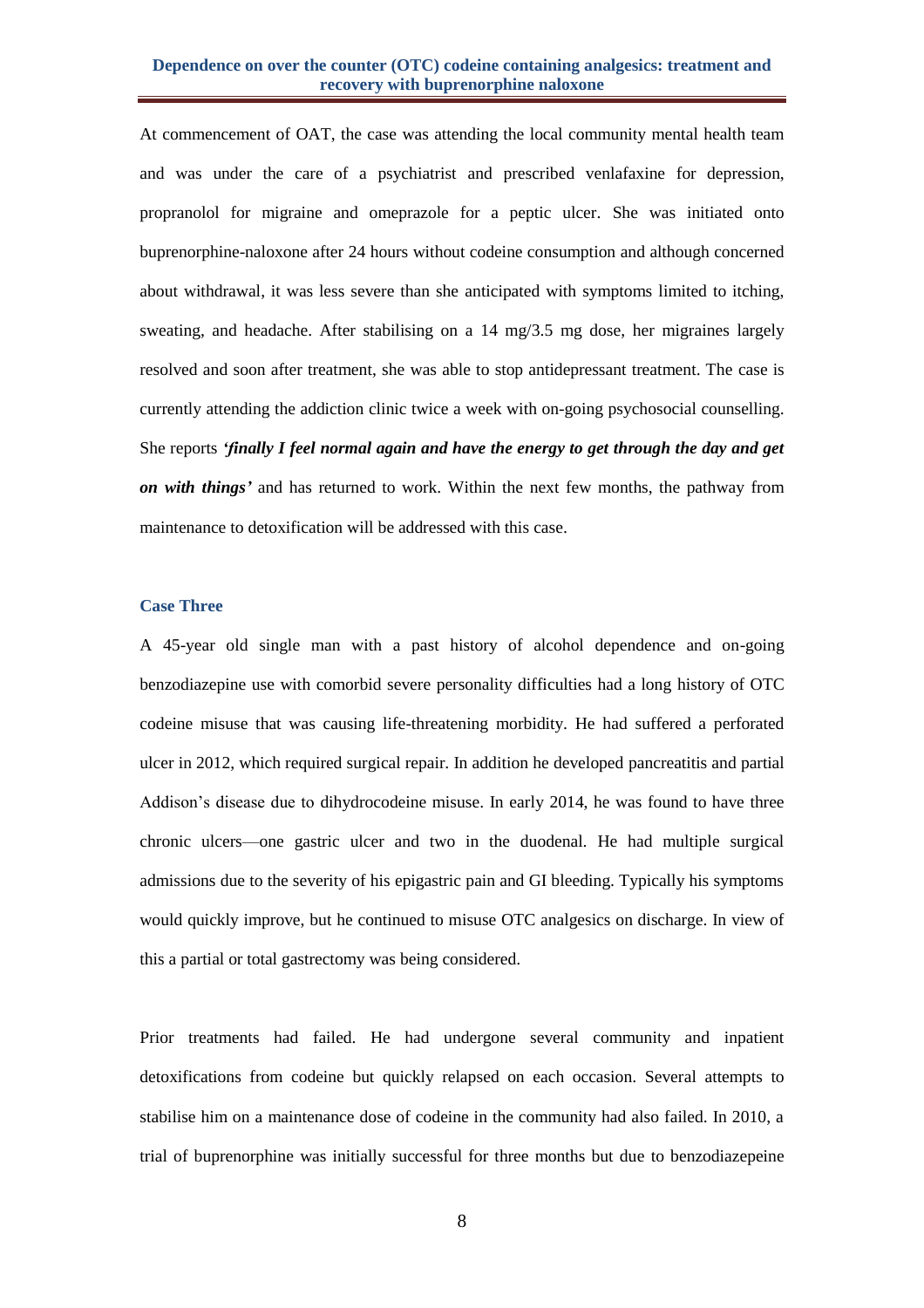At commencement of OAT, the case was attending the local community mental health team and was under the care of a psychiatrist and prescribed venlafaxine for depression, propranolol for migraine and omeprazole for a peptic ulcer. She was initiated onto buprenorphine-naloxone after 24 hours without codeine consumption and although concerned about withdrawal, it was less severe than she anticipated with symptoms limited to itching, sweating, and headache. After stabilising on a 14 mg/3.5 mg dose, her migraines largely resolved and soon after treatment, she was able to stop antidepressant treatment. The case is currently attending the addiction clinic twice a week with on-going psychosocial counselling. She reports ***'finally I feel normal again and have the energy to get through the day and get on with things'*** and has returned to work. Within the next few months, the pathway from maintenance to detoxification will be addressed with this case.

### Case Three

A 45-year old single man with a past history of alcohol dependence and on-going benzodiazepine use with comorbid severe personality difficulties had a long history of OTC codeine misuse that was causing life-threatening morbidity. He had suffered a perforated ulcer in 2012, which required surgical repair. In addition he developed pancreatitis and partial Addison's disease due to dihydrocodeine misuse. In early 2014, he was found to have three chronic ulcers—one gastric ulcer and two in the duodenal. He had multiple surgical admissions due to the severity of his epigastric pain and GI bleeding. Typically his symptoms would quickly improve, but he continued to misuse OTC analgesics on discharge. In view of this a partial or total gastrectomy was being considered.

Prior treatments had failed. He had undergone several community and inpatient detoxifications from codeine but quickly relapsed on each occasion. Several attempts to stabilise him on a maintenance dose of codeine in the community had also failed. In 2010, a trial of buprenorphine was initially successful for three months but due to benzodiazepeine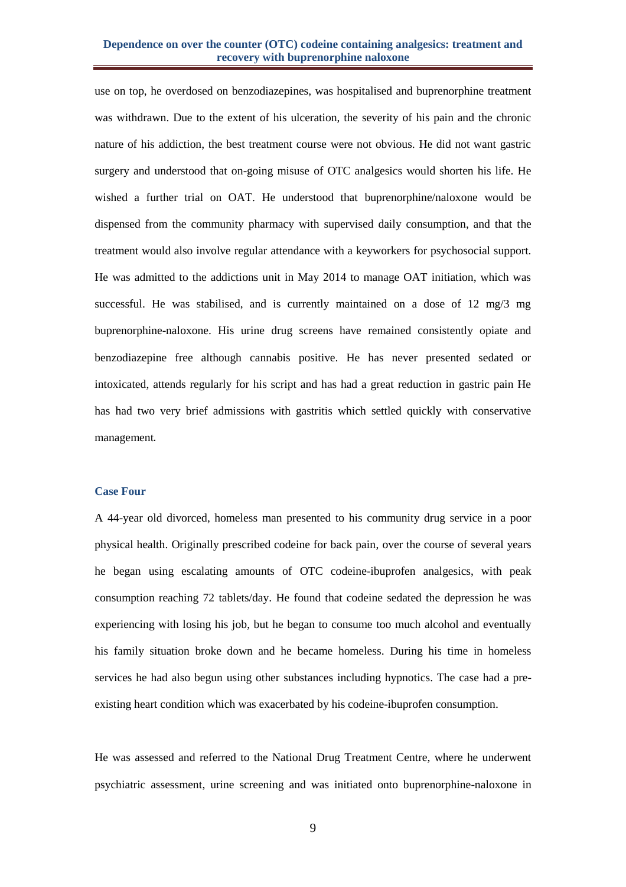use on top, he overdosed on benzodiazepines, was hospitalised and buprenorphine treatment was withdrawn. Due to the extent of his ulceration, the severity of his pain and the chronic nature of his addiction, the best treatment course were not obvious. He did not want gastric surgery and understood that on-going misuse of OTC analgesics would shorten his life. He wished a further trial on OAT. He understood that buprenorphine/naloxone would be dispensed from the community pharmacy with supervised daily consumption, and that the treatment would also involve regular attendance with a keyworkers for psychosocial support. He was admitted to the addictions unit in May 2014 to manage OAT initiation, which was successful. He was stabilised, and is currently maintained on a dose of 12 mg/3 mg buprenorphine-naloxone. His urine drug screens have remained consistently opiate and benzodiazepine free although cannabis positive. He has never presented sedated or intoxicated, attends regularly for his script and has had a great reduction in gastric pain He has had two very brief admissions with gastritis which settled quickly with conservative management.

### Case Four

A 44-year old divorced, homeless man presented to his community drug service in a poor physical health. Originally prescribed codeine for back pain, over the course of several years he began using escalating amounts of OTC codeine-ibuprofen analgesics, with peak consumption reaching 72 tablets/day. He found that codeine sedated the depression he was experiencing with losing his job, but he began to consume too much alcohol and eventually his family situation broke down and he became homeless. During his time in homeless services he had also begun using other substances including hypnotics. The case had a pre-existing heart condition which was exacerbated by his codeine-ibuprofen consumption.

He was assessed and referred to the National Drug Treatment Centre, where he underwent psychiatric assessment, urine screening and was initiated onto buprenorphine-naloxone in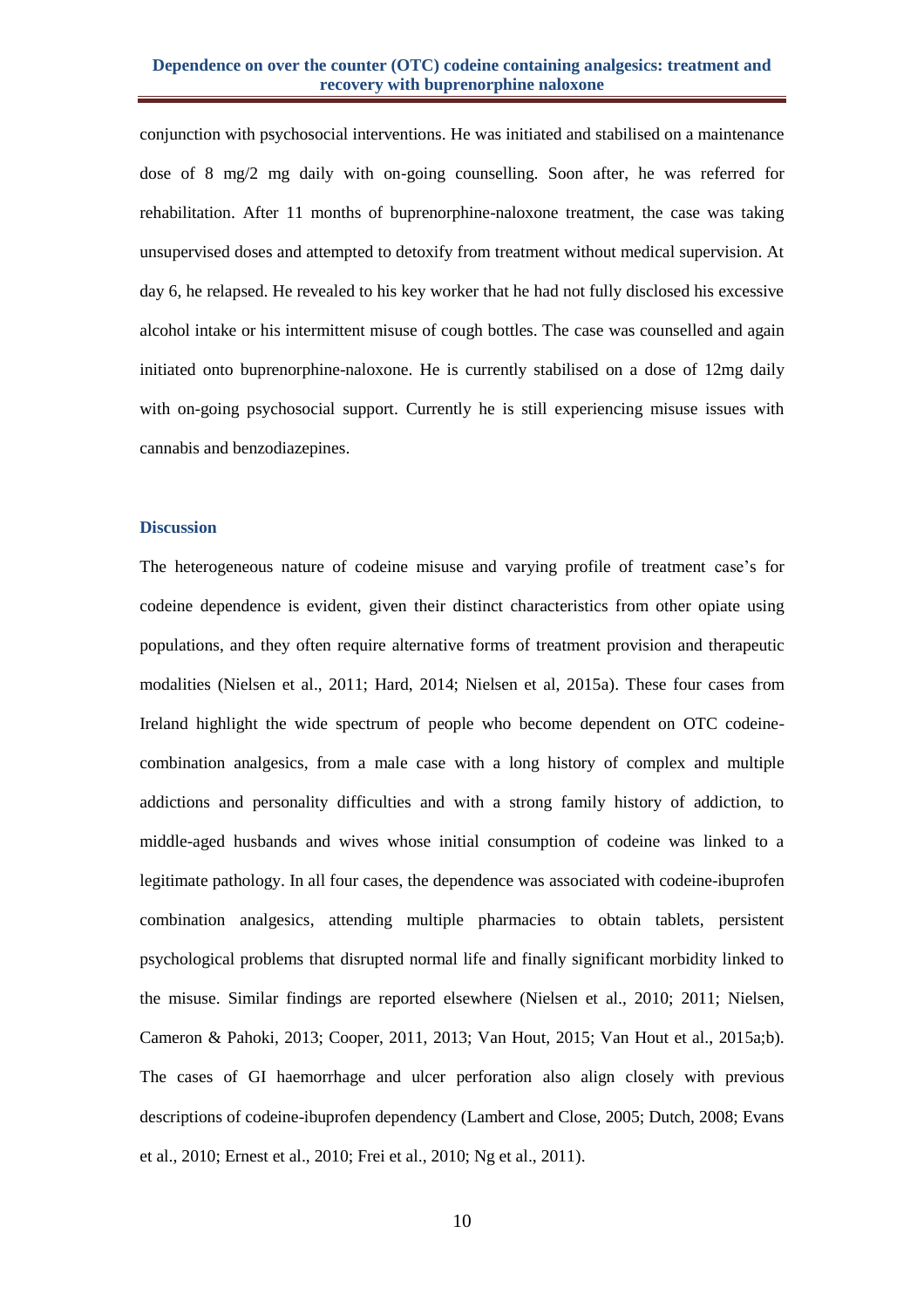conjunction with psychosocial interventions. He was initiated and stabilised on a maintenance dose of 8 mg/2 mg daily with on-going counselling. Soon after, he was referred for rehabilitation. After 11 months of buprenorphine-naloxone treatment, the case was taking unsupervised doses and attempted to detoxify from treatment without medical supervision. At day 6, he relapsed. He revealed to his key worker that he had not fully disclosed his excessive alcohol intake or his intermittent misuse of cough bottles. The case was counselled and again initiated onto buprenorphine-naloxone. He is currently stabilised on a dose of 12mg daily with on-going psychosocial support. Currently he is still experiencing misuse issues with cannabis and benzodiazepines.

## Discussion

The heterogeneous nature of codeine misuse and varying profile of treatment case's for codeine dependence is evident, given their distinct characteristics from other opiate using populations, and they often require alternative forms of treatment provision and therapeutic modalities (Nielsen et al., 2011; Hard, 2014; Nielsen et al, 2015a). These four cases from Ireland highlight the wide spectrum of people who become dependent on OTC codeine-combination analgesics, from a male case with a long history of complex and multiple addictions and personality difficulties and with a strong family history of addiction, to middle-aged husbands and wives whose initial consumption of codeine was linked to a legitimate pathology. In all four cases, the dependence was associated with codeine-ibuprofen combination analgesics, attending multiple pharmacies to obtain tablets, persistent psychological problems that disrupted normal life and finally significant morbidity linked to the misuse. Similar findings are reported elsewhere (Nielsen et al., 2010; 2011; Nielsen, Cameron & Pahoki, 2013; Cooper, 2011, 2013; Van Hout, 2015; Van Hout et al., 2015a;b). The cases of GI haemorrhage and ulcer perforation also align closely with previous descriptions of codeine-ibuprofen dependency (Lambert and Close, 2005; Dutch, 2008; Evans et al., 2010; Ernest et al., 2010; Frei et al., 2010; Ng et al., 2011).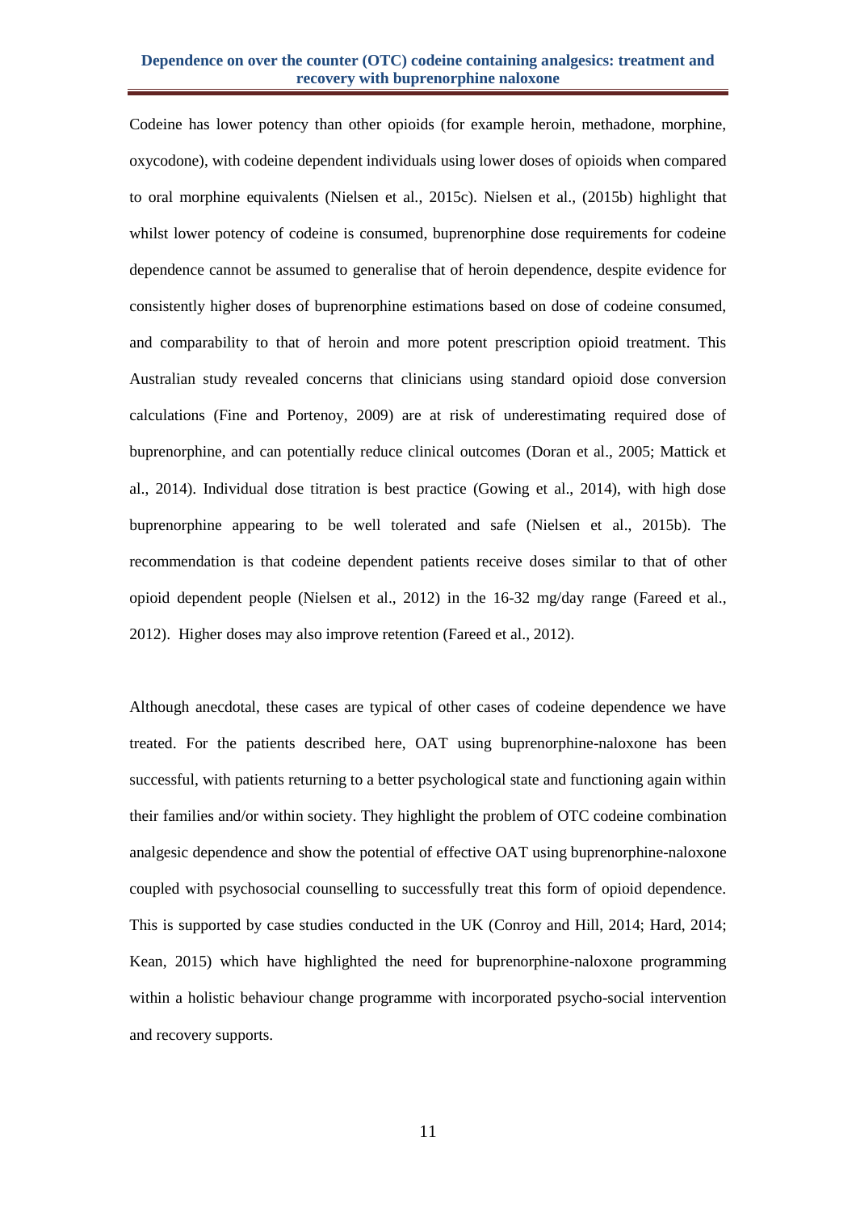Codeine has lower potency than other opioids (for example heroin, methadone, morphine, oxycodone), with codeine dependent individuals using lower doses of opioids when compared to oral morphine equivalents (Nielsen et al., 2015c). Nielsen et al., (2015b) highlight that whilst lower potency of codeine is consumed, buprenorphine dose requirements for codeine dependence cannot be assumed to generalise that of heroin dependence, despite evidence for consistently higher doses of buprenorphine estimations based on dose of codeine consumed, and comparability to that of heroin and more potent prescription opioid treatment. This Australian study revealed concerns that clinicians using standard opioid dose conversion calculations (Fine and Portenoy, 2009) are at risk of underestimating required dose of buprenorphine, and can potentially reduce clinical outcomes (Doran et al., 2005; Mattick et al., 2014). Individual dose titration is best practice (Gowing et al., 2014), with high dose buprenorphine appearing to be well tolerated and safe (Nielsen et al., 2015b). The recommendation is that codeine dependent patients receive doses similar to that of other opioid dependent people (Nielsen et al., 2012) in the 16-32 mg/day range (Fareed et al., 2012). Higher doses may also improve retention (Fareed et al., 2012).

Although anecdotal, these cases are typical of other cases of codeine dependence we have treated. For the patients described here, OAT using buprenorphine-naloxone has been successful, with patients returning to a better psychological state and functioning again within their families and/or within society. They highlight the problem of OTC codeine combination analgesic dependence and show the potential of effective OAT using buprenorphine-naloxone coupled with psychosocial counselling to successfully treat this form of opioid dependence. This is supported by case studies conducted in the UK (Conroy and Hill, 2014; Hard, 2014; Kean, 2015) which have highlighted the need for buprenorphine-naloxone programming within a holistic behaviour change programme with incorporated psycho-social intervention and recovery supports.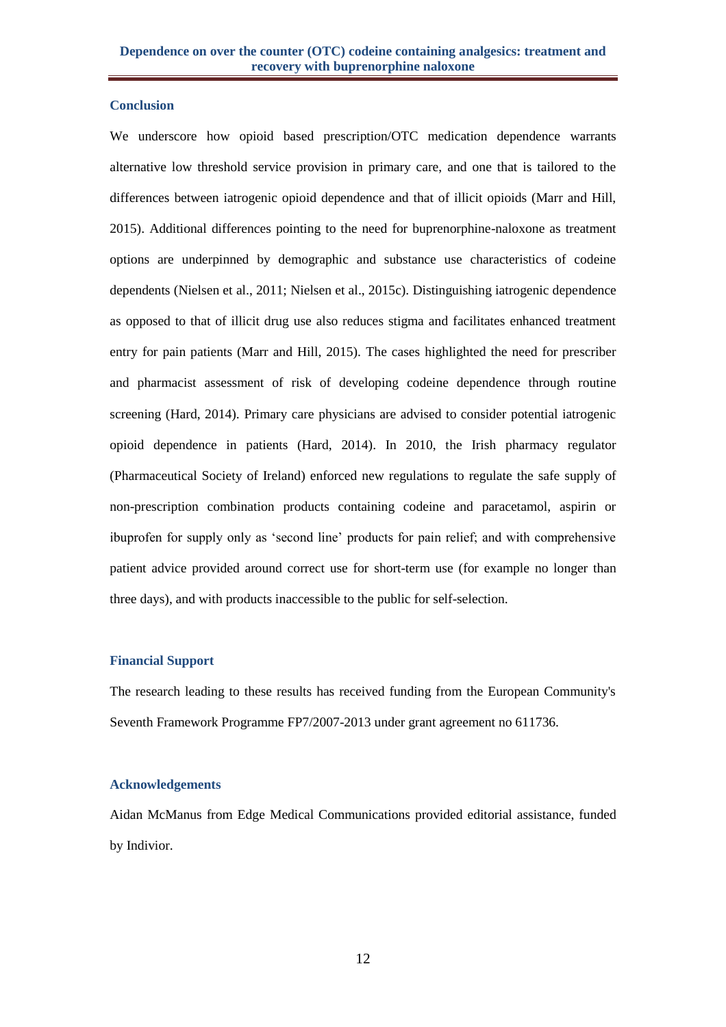## Conclusion

We underscore how opioid based prescription/OTC medication dependence warrants alternative low threshold service provision in primary care, and one that is tailored to the differences between iatrogenic opioid dependence and that of illicit opioids (Marr and Hill, 2015). Additional differences pointing to the need for buprenorphine-naloxone as treatment options are underpinned by demographic and substance use characteristics of codeine dependents (Nielsen et al., 2011; Nielsen et al., 2015c). Distinguishing iatrogenic dependence as opposed to that of illicit drug use also reduces stigma and facilitates enhanced treatment entry for pain patients (Marr and Hill, 2015). The cases highlighted the need for prescriber and pharmacist assessment of risk of developing codeine dependence through routine screening (Hard, 2014). Primary care physicians are advised to consider potential iatrogenic opioid dependence in patients (Hard, 2014). In 2010, the Irish pharmacy regulator (Pharmaceutical Society of Ireland) enforced new regulations to regulate the safe supply of non-prescription combination products containing codeine and paracetamol, aspirin or ibuprofen for supply only as 'second line' products for pain relief; and with comprehensive patient advice provided around correct use for short-term use (for example no longer than three days), and with products inaccessible to the public for self-selection.

## Financial Support

The research leading to these results has received funding from the European Community's Seventh Framework Programme FP7/2007-2013 under grant agreement no 611736.

## Acknowledgements

Aidan McManus from Edge Medical Communications provided editorial assistance, funded by Indivior.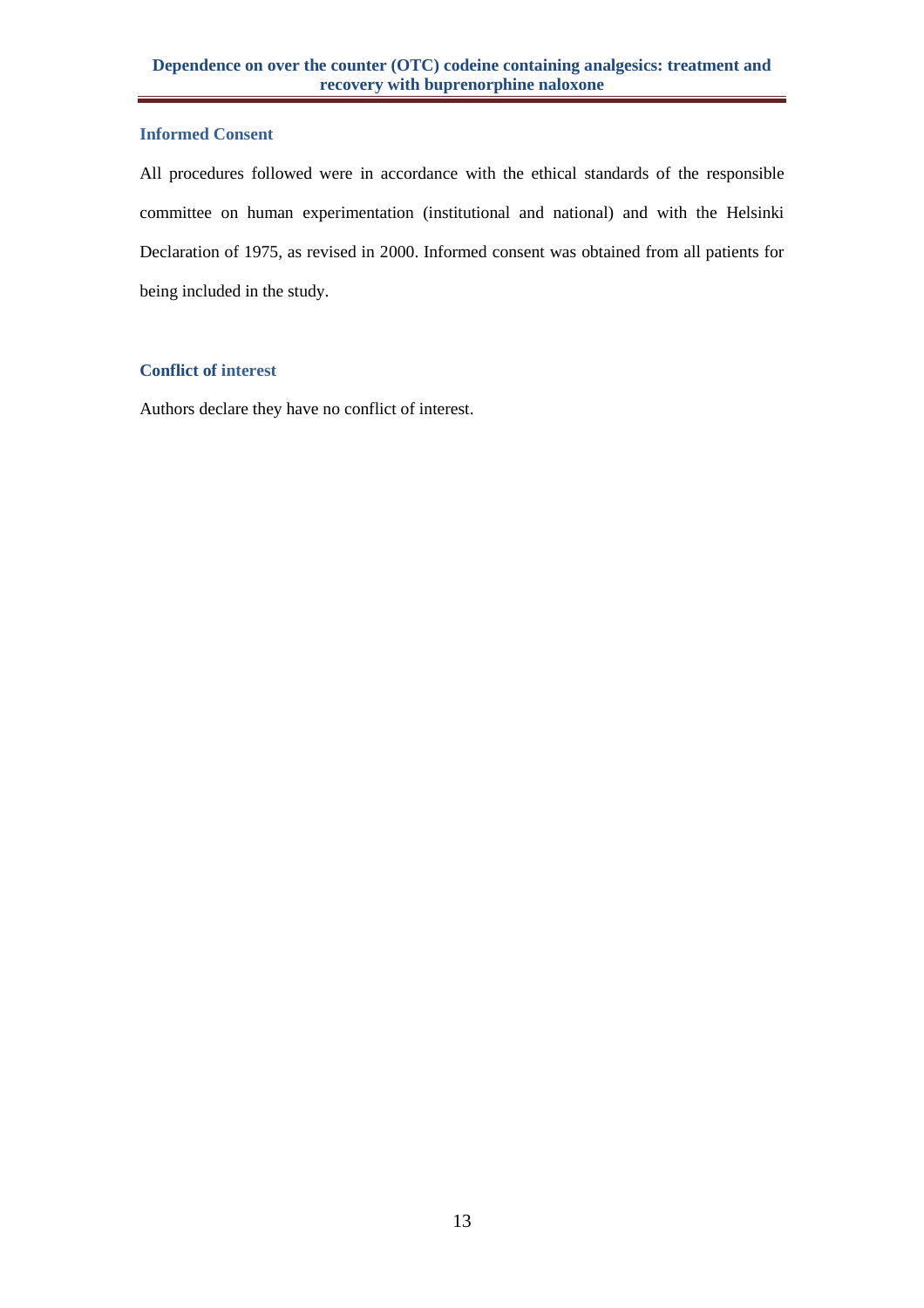## Informed Consent

All procedures followed were in accordance with the ethical standards of the responsible committee on human experimentation (institutional and national) and with the Helsinki Declaration of 1975, as revised in 2000. Informed consent was obtained from all patients for being included in the study.

## Conflict of interest

Authors declare they have no conflict of interest.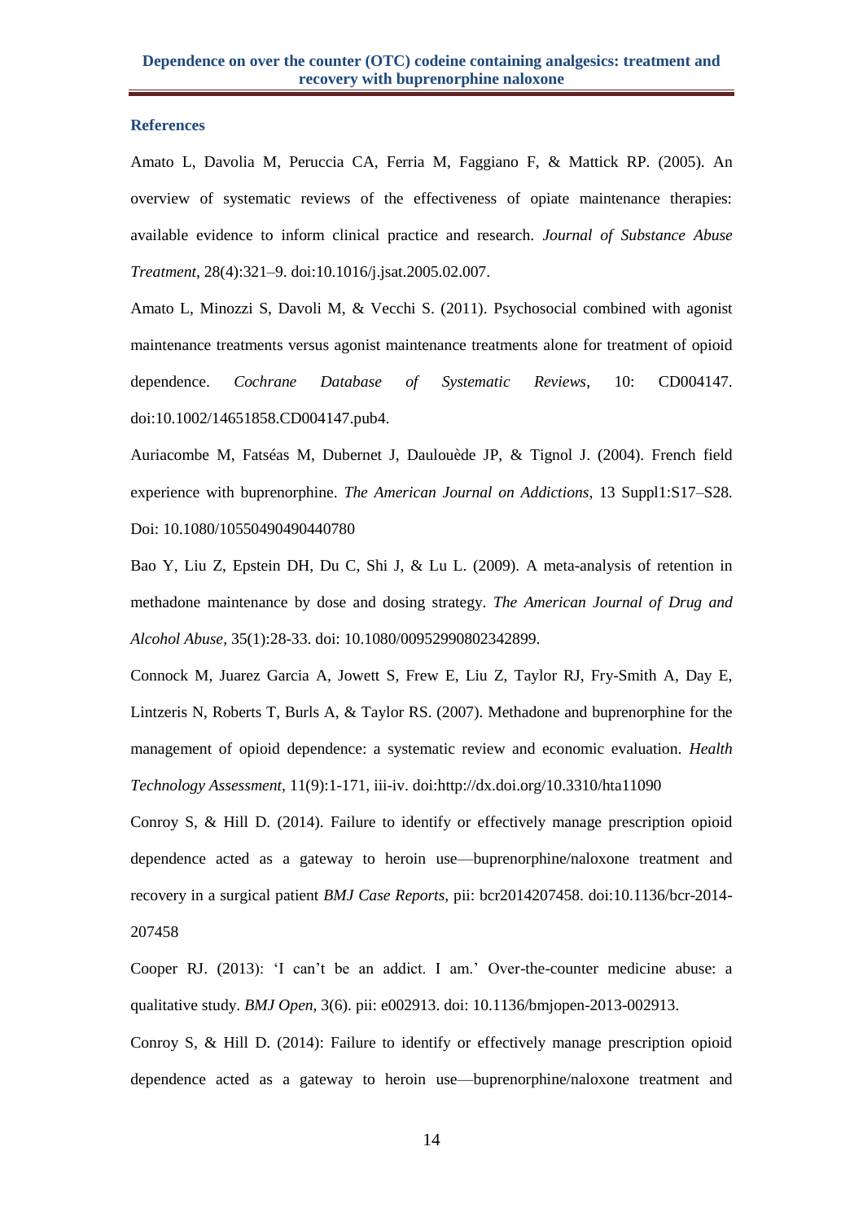## References

Amato L, Davolia M, Peruccia CA, Ferria M, Faggiano F, & Mattick RP. (2005). An overview of systematic reviews of the effectiveness of opiate maintenance therapies: available evidence to inform clinical practice and research. *Journal of Substance Abuse Treatment*, 28(4):321–9. doi:10.1016/j.jsat.2005.02.007.

Amato L, Minozzi S, Davoli M, & Vecchi S. (2011). Psychosocial combined with agonist maintenance treatments versus agonist maintenance treatments alone for treatment of opioid dependence. *Cochrane Database of Systematic Reviews*, 10: CD004147. doi:10.1002/14651858.CD004147.pub4.

Auriacombe M, Fatséas M, Dubernet J, Daulouède JP, & Tignol J. (2004). French field experience with buprenorphine. *The American Journal on Addictions*, 13 Suppl1:S17–S28. Doi: 10.1080/10550490490440780

Bao Y, Liu Z, Epstein DH, Du C, Shi J, & Lu L. (2009). A meta-analysis of retention in methadone maintenance by dose and dosing strategy. *The American Journal of Drug and Alcohol Abuse*, 35(1):28-33. doi: 10.1080/00952990802342899.

Connock M, Juarez Garcia A, Jowett S, Frew E, Liu Z, Taylor RJ, Fry-Smith A, Day E, Lintzeris N, Roberts T, Burls A, & Taylor RS. (2007). Methadone and buprenorphine for the management of opioid dependence: a systematic review and economic evaluation. *Health Technology Assessment*, 11(9):1-171, iii-iv. doi:http://dx.doi.org/10.3310/hta11090

Conroy S, & Hill D. (2014). Failure to identify or effectively manage prescription opioid dependence acted as a gateway to heroin use—buprenorphine/naloxone treatment and recovery in a surgical patient *BMJ Case Reports*, pii: bcr2014207458. doi:10.1136/bcr-2014-207458

Cooper RJ. (2013): 'I can't be an addict. I am.' Over-the-counter medicine abuse: a qualitative study. *BMJ Open*, 3(6). pii: e002913. doi: 10.1136/bmjopen-2013-002913.

Conroy S, & Hill D. (2014): Failure to identify or effectively manage prescription opioid dependence acted as a gateway to heroin use—buprenorphine/naloxone treatment and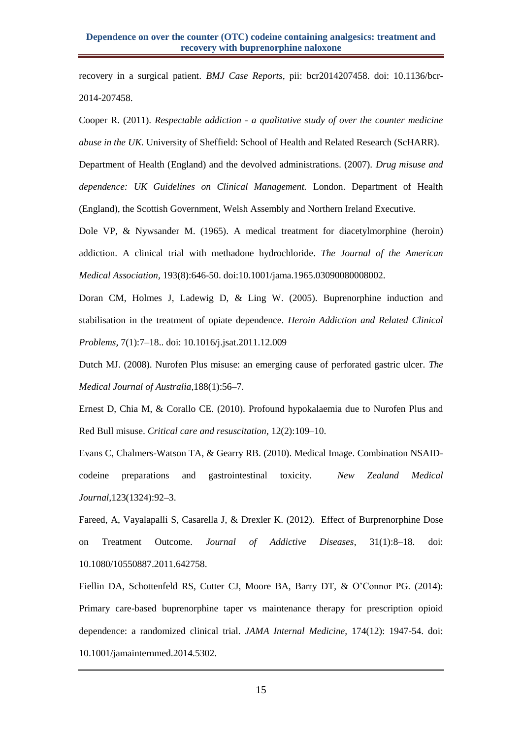recovery in a surgical patient. *BMJ Case Reports*, pii: bcr2014207458. doi: 10.1136/bcr-2014-207458.

Cooper R. (2011). *Respectable addiction - a qualitative study of over the counter medicine abuse in the UK.* University of Sheffield: School of Health and Related Research (ScHARR).

Department of Health (England) and the devolved administrations. (2007). *Drug misuse and dependence: UK Guidelines on Clinical Management.* London. Department of Health (England), the Scottish Government, Welsh Assembly and Northern Ireland Executive.

Dole VP, & Nywsander M. (1965). A medical treatment for diacetylmorphine (heroin) addiction. A clinical trial with methadone hydrochloride. *The Journal of the American Medical Association,* 193(8):646-50. doi:10.1001/jama.1965.03090080008002.

Doran CM, Holmes J, Ladewig D, & Ling W. (2005). Buprenorphine induction and stabilisation in the treatment of opiate dependence. *Heroin Addiction and Related Clinical Problems,* 7(1):7–18.. doi: 10.1016/j.jsat.2011.12.009

Dutch MJ. (2008). Nurofen Plus misuse: an emerging cause of perforated gastric ulcer. *The Medical Journal of Australia*,188(1):56–7.

Ernest D, Chia M, & Corallo CE. (2010). Profound hypokalaemia due to Nurofen Plus and Red Bull misuse. *Critical care and resuscitation,* 12(2):109–10.

Evans C, Chalmers-Watson TA, & Gearry RB. (2010). Medical Image. Combination NSAID-codeine preparations and gastrointestinal toxicity. *New Zealand Medical Journal*,123(1324):92–3.

Fareed, A, Vayalapalli S, Casarella J, & Drexler K. (2012). Effect of Burprenorphine Dose on Treatment Outcome. *Journal of Addictive Diseases*, 31(1):8–18. doi: 10.1080/10550887.2011.642758.

Fiellin DA, Schottenfeld RS, Cutter CJ, Moore BA, Barry DT, & O'Connor PG. (2014): Primary care-based buprenorphine taper vs maintenance therapy for prescription opioid dependence: a randomized clinical trial. *JAMA Internal Medicine*, 174(12): 1947-54. doi: 10.1001/jamainternmed.2014.5302.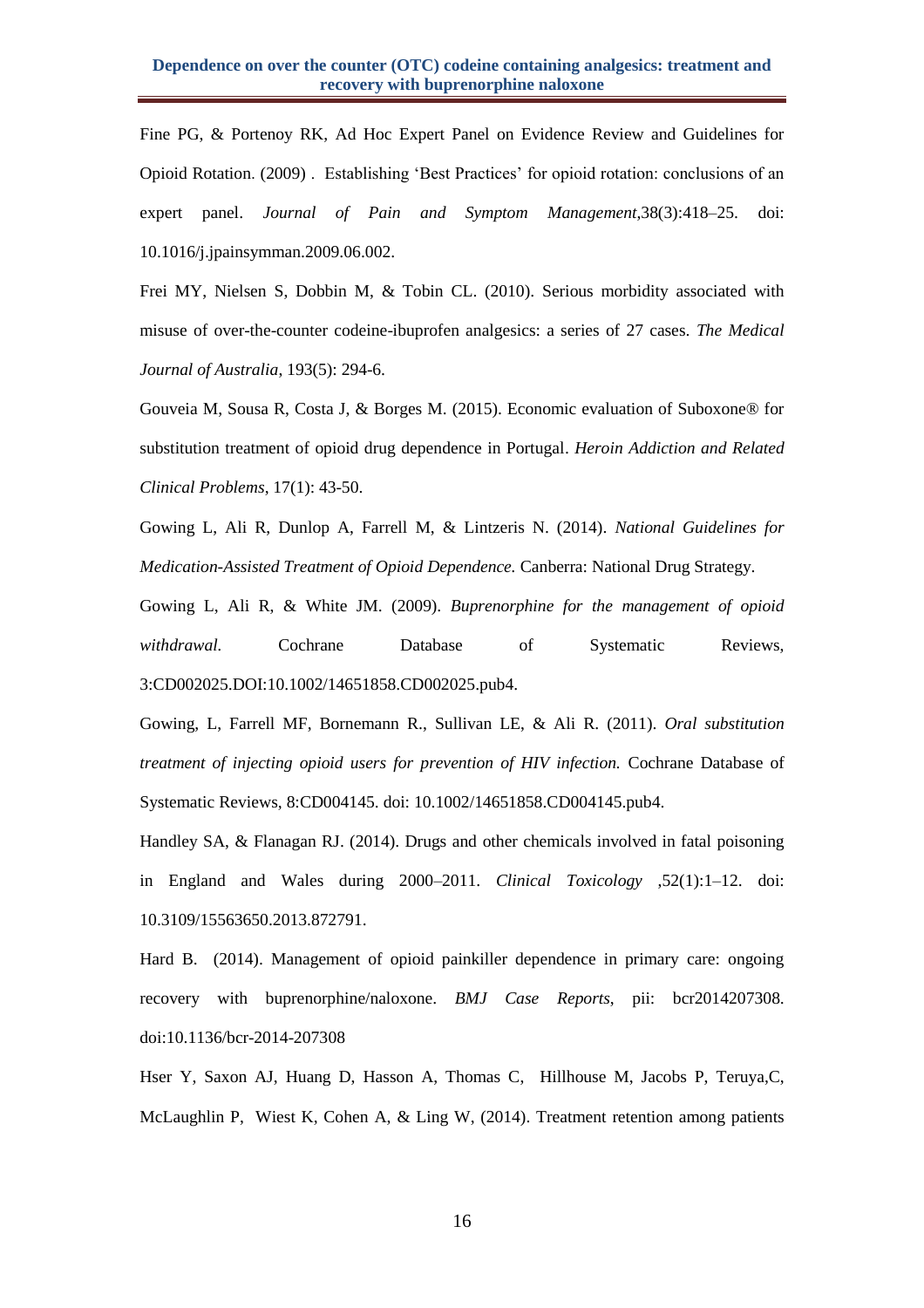Fine PG, & Portenoy RK, Ad Hoc Expert Panel on Evidence Review and Guidelines for Opioid Rotation. (2009) . Establishing 'Best Practices' for opioid rotation: conclusions of an expert panel. *Journal of Pain and Symptom Management*,38(3):418–25. doi: 10.1016/j.jpainsymman.2009.06.002.

Frei MY, Nielsen S, Dobbin M, & Tobin CL. (2010). Serious morbidity associated with misuse of over-the-counter codeine-ibuprofen analgesics: a series of 27 cases. *The Medical Journal of Australia*, 193(5): 294-6.

Gouveia M, Sousa R, Costa J, & Borges M. (2015). Economic evaluation of Suboxone® for substitution treatment of opioid drug dependence in Portugal. *Heroin Addiction and Related Clinical Problems*, 17(1): 43-50.

Gowing L, Ali R, Dunlop A, Farrell M, & Lintzeris N. (2014). *National Guidelines for Medication-Assisted Treatment of Opioid Dependence.* Canberra: National Drug Strategy.

Gowing L, Ali R, & White JM. (2009). *Buprenorphine for the management of opioid withdrawal.* Cochrane Database of Systematic Reviews, 3:CD002025.DOI:10.1002/14651858.CD002025.pub4.

Gowing, L, Farrell MF, Bornemann R., Sullivan LE, & Ali R. (2011). *Oral substitution treatment of injecting opioid users for prevention of HIV infection.* Cochrane Database of Systematic Reviews, 8:CD004145. doi: 10.1002/14651858.CD004145.pub4.

Handley SA, & Flanagan RJ. (2014). Drugs and other chemicals involved in fatal poisoning in England and Wales during 2000–2011. *Clinical Toxicology* ,52(1):1–12. doi: 10.3109/15563650.2013.872791.

Hard B. (2014). Management of opioid painkiller dependence in primary care: ongoing recovery with buprenorphine/naloxone. *BMJ Case Reports*, pii: bcr2014207308. doi:10.1136/bcr-2014-207308

Hser Y, Saxon AJ, Huang D, Hasson A, Thomas C, Hillhouse M, Jacobs P, Teruya,C, McLaughlin P, Wiest K, Cohen A, & Ling W, (2014). Treatment retention among patients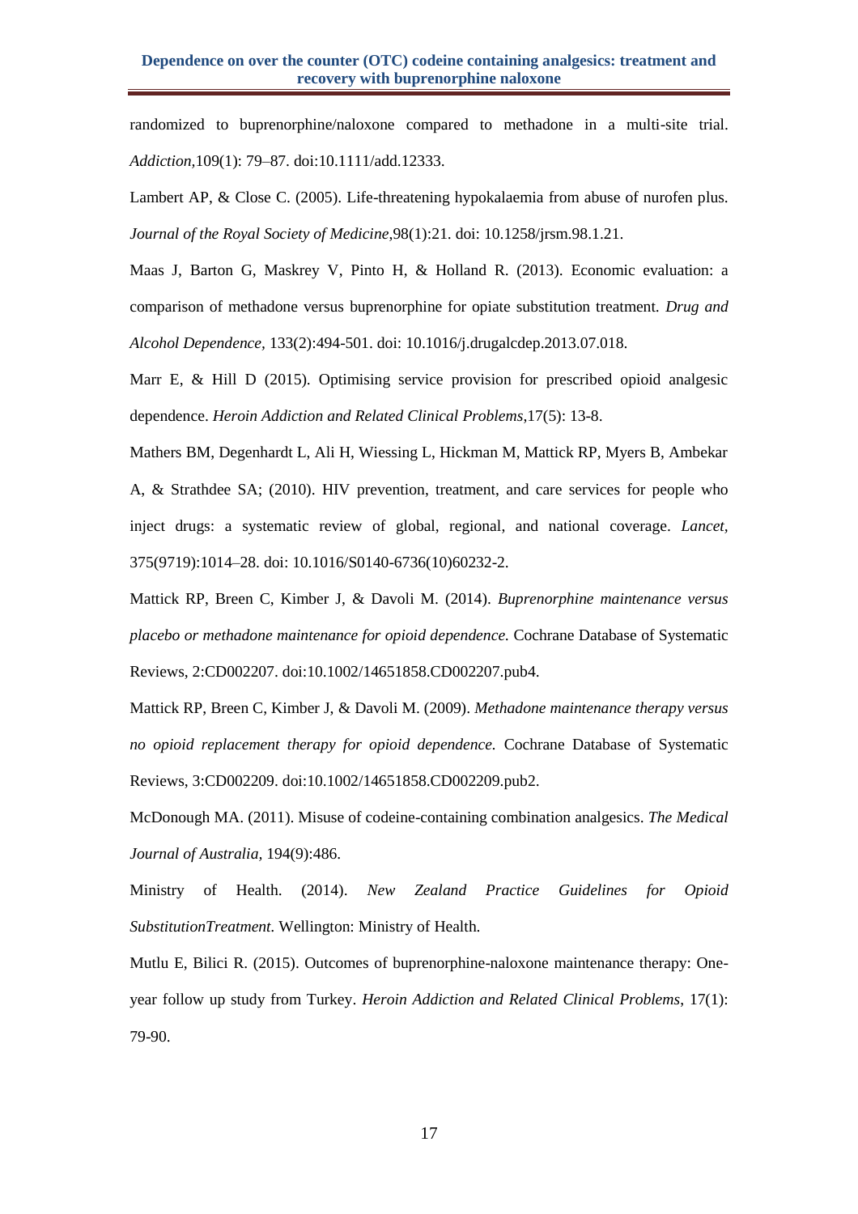randomized to buprenorphine/naloxone compared to methadone in a multi-site trial. *Addiction*,109(1): 79–87. doi:10.1111/add.12333.

Lambert AP, & Close C. (2005). Life-threatening hypokalaemia from abuse of nurofen plus. *Journal of the Royal Society of Medicine*,98(1):21. doi: 10.1258/jrsm.98.1.21.

Maas J, Barton G, Maskrey V, Pinto H, & Holland R. (2013). Economic evaluation: a comparison of methadone versus buprenorphine for opiate substitution treatment. *Drug and Alcohol Dependence,* 133(2):494-501. doi: 10.1016/j.drugalcdep.2013.07.018.

Marr E, & Hill D (2015). Optimising service provision for prescribed opioid analgesic dependence. *Heroin Addiction and Related Clinical Problems*,17(5): 13-8.

Mathers BM, Degenhardt L, Ali H, Wiessing L, Hickman M, Mattick RP, Myers B, Ambekar A, & Strathdee SA; (2010). HIV prevention, treatment, and care services for people who inject drugs: a systematic review of global, regional, and national coverage. *Lancet*, 375(9719):1014–28. doi: 10.1016/S0140-6736(10)60232-2.

Mattick RP, Breen C, Kimber J, & Davoli M. (2014). *Buprenorphine maintenance versus placebo or methadone maintenance for opioid dependence.* Cochrane Database of Systematic Reviews, 2:CD002207. doi:10.1002/14651858.CD002207.pub4.

Mattick RP, Breen C, Kimber J, & Davoli M. (2009). *Methadone maintenance therapy versus no opioid replacement therapy for opioid dependence.* Cochrane Database of Systematic Reviews, 3:CD002209. doi:10.1002/14651858.CD002209.pub2.

McDonough MA. (2011). Misuse of codeine-containing combination analgesics. *The Medical Journal of Australia*, 194(9):486.

Ministry of Health. (2014). *New Zealand Practice Guidelines for Opioid SubstitutionTreatment*. Wellington: Ministry of Health.

Mutlu E, Bilici R. (2015). Outcomes of buprenorphine-naloxone maintenance therapy: One-year follow up study from Turkey. *Heroin Addiction and Related Clinical Problems*, 17(1): 79-90.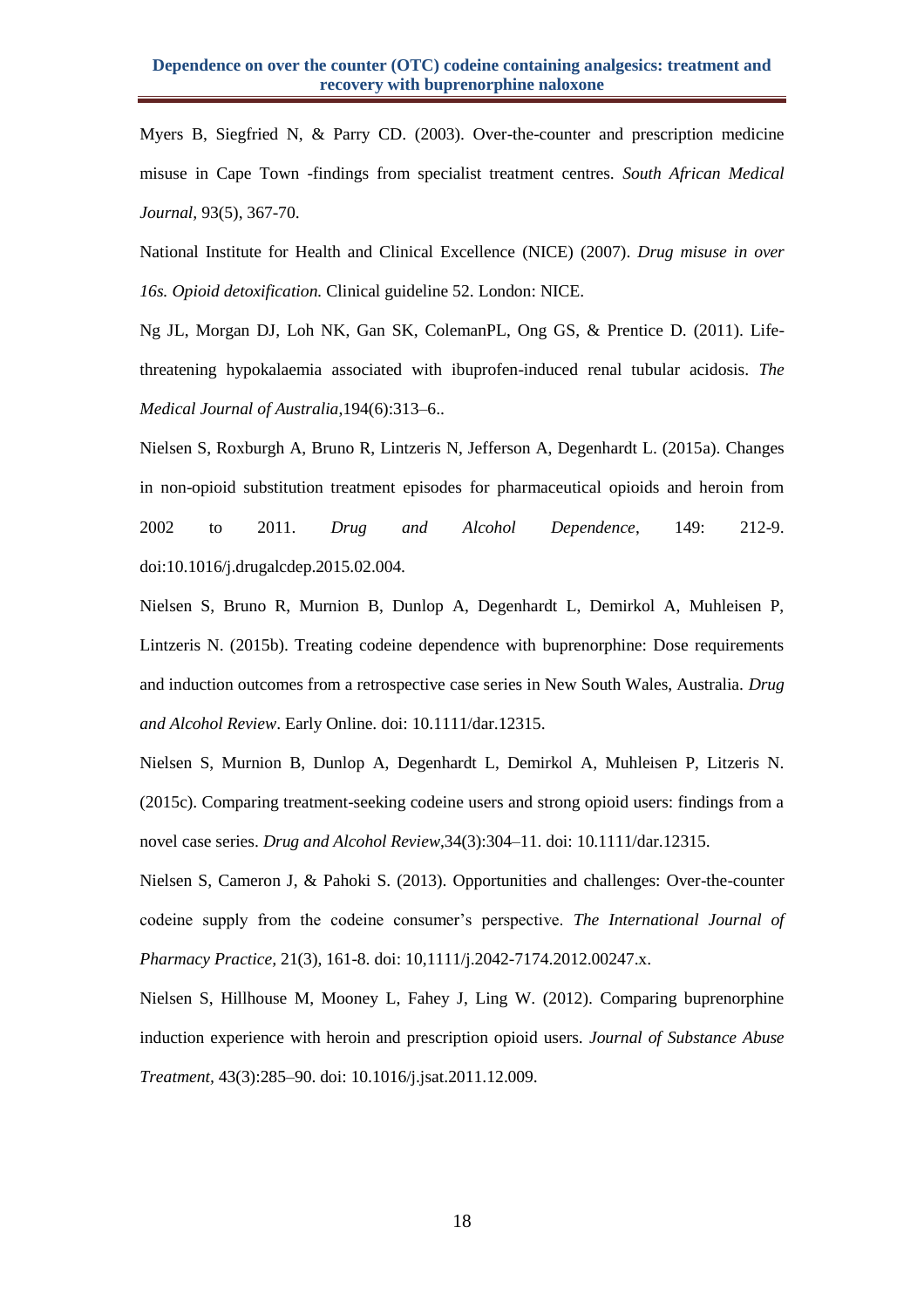Myers B, Siegfried N, & Parry CD. (2003). Over-the-counter and prescription medicine misuse in Cape Town -findings from specialist treatment centres. *South African Medical Journal*, 93(5), 367-70.

National Institute for Health and Clinical Excellence (NICE) (2007). *Drug misuse in over 16s. Opioid detoxification.* Clinical guideline 52. London: NICE.

Ng JL, Morgan DJ, Loh NK, Gan SK, ColemanPL, Ong GS, & Prentice D. (2011). Life-threatening hypokalaemia associated with ibuprofen-induced renal tubular acidosis. *The Medical Journal of Australia*,194(6):313–6..

Nielsen S, Roxburgh A, Bruno R, Lintzeris N, Jefferson A, Degenhardt L. (2015a). Changes in non-opioid substitution treatment episodes for pharmaceutical opioids and heroin from 2002 to 2011. *Drug and Alcohol Dependence*, 149: 212-9. doi:10.1016/j.drugalcdep.2015.02.004.

Nielsen S, Bruno R, Murnion B, Dunlop A, Degenhardt L, Demirkol A, Muhleisen P, Lintzeris N. (2015b). Treating codeine dependence with buprenorphine: Dose requirements and induction outcomes from a retrospective case series in New South Wales, Australia. *Drug and Alcohol Review*. Early Online. doi: 10.1111/dar.12315.

Nielsen S, Murnion B, Dunlop A, Degenhardt L, Demirkol A, Muhleisen P, Litzeris N. (2015c). Comparing treatment-seeking codeine users and strong opioid users: findings from a novel case series. *Drug and Alcohol Review*,34(3):304–11. doi: 10.1111/dar.12315.

Nielsen S, Cameron J, & Pahoki S. (2013). Opportunities and challenges: Over-the-counter codeine supply from the codeine consumer's perspective. *The International Journal of Pharmacy Practice*, 21(3), 161-8. doi: 10,1111/j.2042-7174.2012.00247.x.

Nielsen S, Hillhouse M, Mooney L, Fahey J, Ling W. (2012). Comparing buprenorphine induction experience with heroin and prescription opioid users. *Journal of Substance Abuse Treatment*, 43(3):285–90. doi: 10.1016/j.jsat.2011.12.009.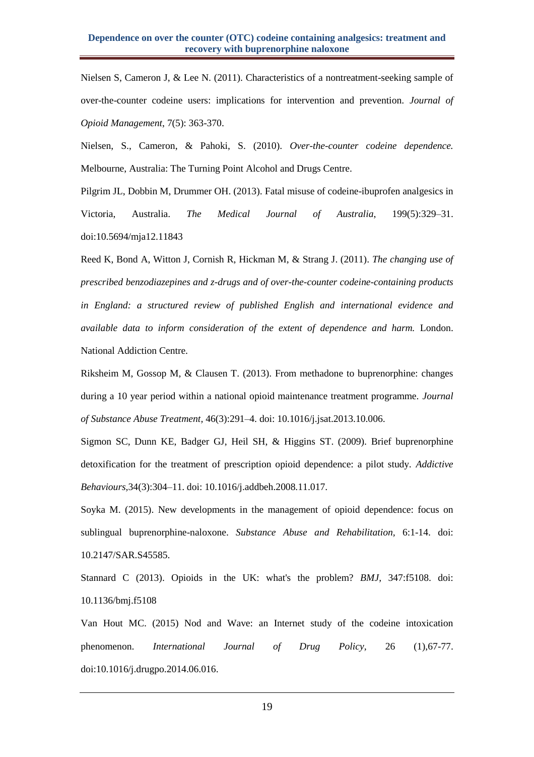Nielsen S, Cameron J, & Lee N. (2011). Characteristics of a nontreatment-seeking sample of over-the-counter codeine users: implications for intervention and prevention. *Journal of Opioid Management*, 7(5): 363-370.

Nielsen, S., Cameron, & Pahoki, S. (2010). *Over-the-counter codeine dependence.* Melbourne, Australia: The Turning Point Alcohol and Drugs Centre.

Pilgrim JL, Dobbin M, Drummer OH. (2013). Fatal misuse of codeine-ibuprofen analgesics in Victoria, Australia. *The Medical Journal of Australia*, 199(5):329–31. doi:10.5694/mja12.11843

Reed K, Bond A, Witton J, Cornish R, Hickman M, & Strang J. (2011). *The changing use of prescribed benzodiazepines and z-drugs and of over-the-counter codeine-containing products in England: a structured review of published English and international evidence and available data to inform consideration of the extent of dependence and harm.* London. National Addiction Centre.

Riksheim M, Gossop M, & Clausen T. (2013). From methadone to buprenorphine: changes during a 10 year period within a national opioid maintenance treatment programme. *Journal of Substance Abuse Treatment*, 46(3):291–4. doi: 10.1016/j.jsat.2013.10.006.

Sigmon SC, Dunn KE, Badger GJ, Heil SH, & Higgins ST. (2009). Brief buprenorphine detoxification for the treatment of prescription opioid dependence: a pilot study. *Addictive Behaviours*,34(3):304–11. doi: 10.1016/j.addbeh.2008.11.017.

Soyka M. (2015). New developments in the management of opioid dependence: focus on sublingual buprenorphine-naloxone. *Substance Abuse and Rehabilitation*, 6:1-14. doi: 10.2147/SAR.S45585.

Stannard C (2013). Opioids in the UK: what's the problem? *BMJ*, 347:f5108. doi: 10.1136/bmj.f5108

Van Hout MC. (2015) Nod and Wave: an Internet study of the codeine intoxication phenomenon. *International Journal of Drug Policy*, 26 (1),67-77. doi:10.1016/j.drugpo.2014.06.016.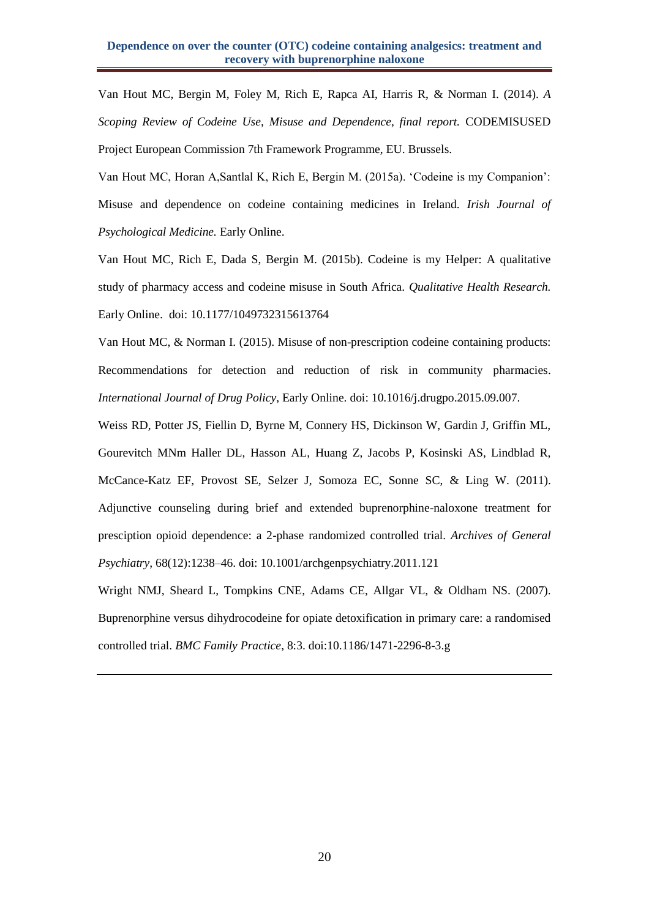Van Hout MC, Bergin M, Foley M, Rich E, Rapca AI, Harris R, & Norman I. (2014). *A Scoping Review of Codeine Use, Misuse and Dependence, final report.* CODEMISUSED Project European Commission 7th Framework Programme, EU. Brussels.

Van Hout MC, Horan A,Santlal K, Rich E, Bergin M. (2015a). 'Codeine is my Companion': Misuse and dependence on codeine containing medicines in Ireland. *Irish Journal of Psychological Medicine.* Early Online.

Van Hout MC, Rich E, Dada S, Bergin M. (2015b). Codeine is my Helper: A qualitative study of pharmacy access and codeine misuse in South Africa. *Qualitative Health Research.* Early Online. doi: 10.1177/1049732315613764

Van Hout MC, & Norman I. (2015). Misuse of non-prescription codeine containing products: Recommendations for detection and reduction of risk in community pharmacies. *International Journal of Drug Policy*, Early Online. doi: 10.1016/j.drugpo.2015.09.007.

Weiss RD, Potter JS, Fiellin D, Byrne M, Connery HS, Dickinson W, Gardin J, Griffin ML, Gourevitch MNm Haller DL, Hasson AL, Huang Z, Jacobs P, Kosinski AS, Lindblad R, McCance-Katz EF, Provost SE, Selzer J, Somoza EC, Sonne SC, & Ling W. (2011). Adjunctive counseling during brief and extended buprenorphine-naloxone treatment for presciption opioid dependence: a 2-phase randomized controlled trial. *Archives of General Psychiatry*, 68(12):1238–46. doi: 10.1001/archgenpsychiatry.2011.121

Wright NMJ, Sheard L, Tompkins CNE, Adams CE, Allgar VL, & Oldham NS. (2007). Buprenorphine versus dihydrocodeine for opiate detoxification in primary care: a randomised controlled trial. *BMC Family Practice*, 8:3. doi:10.1186/1471-2296-8-3.g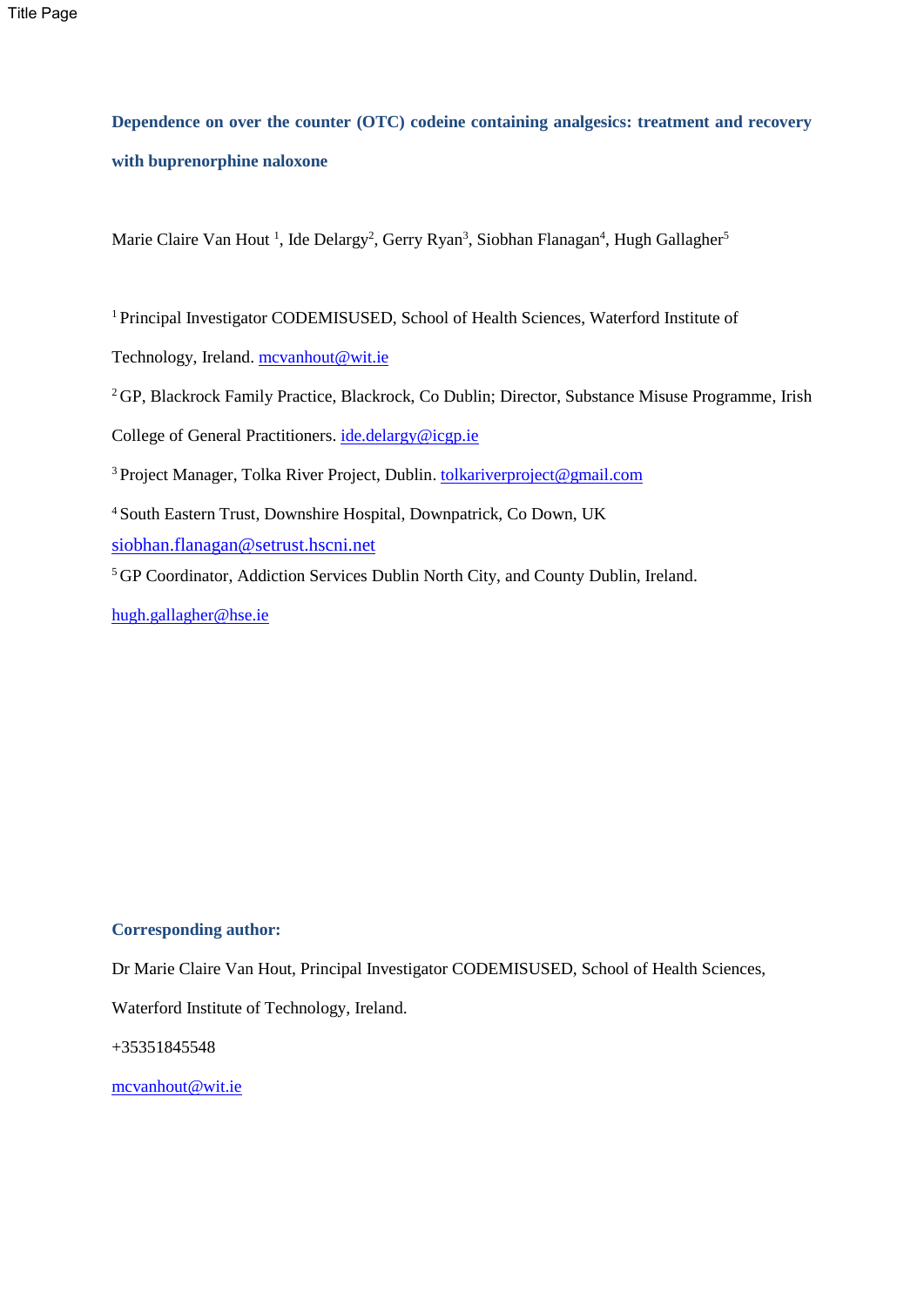Title Page

# Dependence on over the counter (OTC) codeine containing analgesics: treatment and recovery with buprenorphine naloxone

Marie Claire Van Hout [1], Ide Delargy[2], Gerry Ryan[3], Siobhan Flanagan[4], Hugh Gallagher[5]

[1] Principal Investigator CODEMISUSED, School of Health Sciences, Waterford Institute of Technology, Ireland. mcvanhout@wit.ie

[2] GP, Blackrock Family Practice, Blackrock, Co Dublin; Director, Substance Misuse Programme, Irish College of General Practitioners. ide.delargy@icgp.ie

[3] Project Manager, Tolka River Project, Dublin. tolkariverproject@gmail.com

[4] South Eastern Trust, Downshire Hospital, Downpatrick, Co Down, UK siobhan.flanagan@setrust.hscni.net

[5] GP Coordinator, Addiction Services Dublin North City, and County Dublin, Ireland. hugh.gallagher@hse.ie

**Corresponding author:**

Dr Marie Claire Van Hout, Principal Investigator CODEMISUSED, School of Health Sciences, Waterford Institute of Technology, Ireland.

+35351845548

mcvanhout@wit.ie